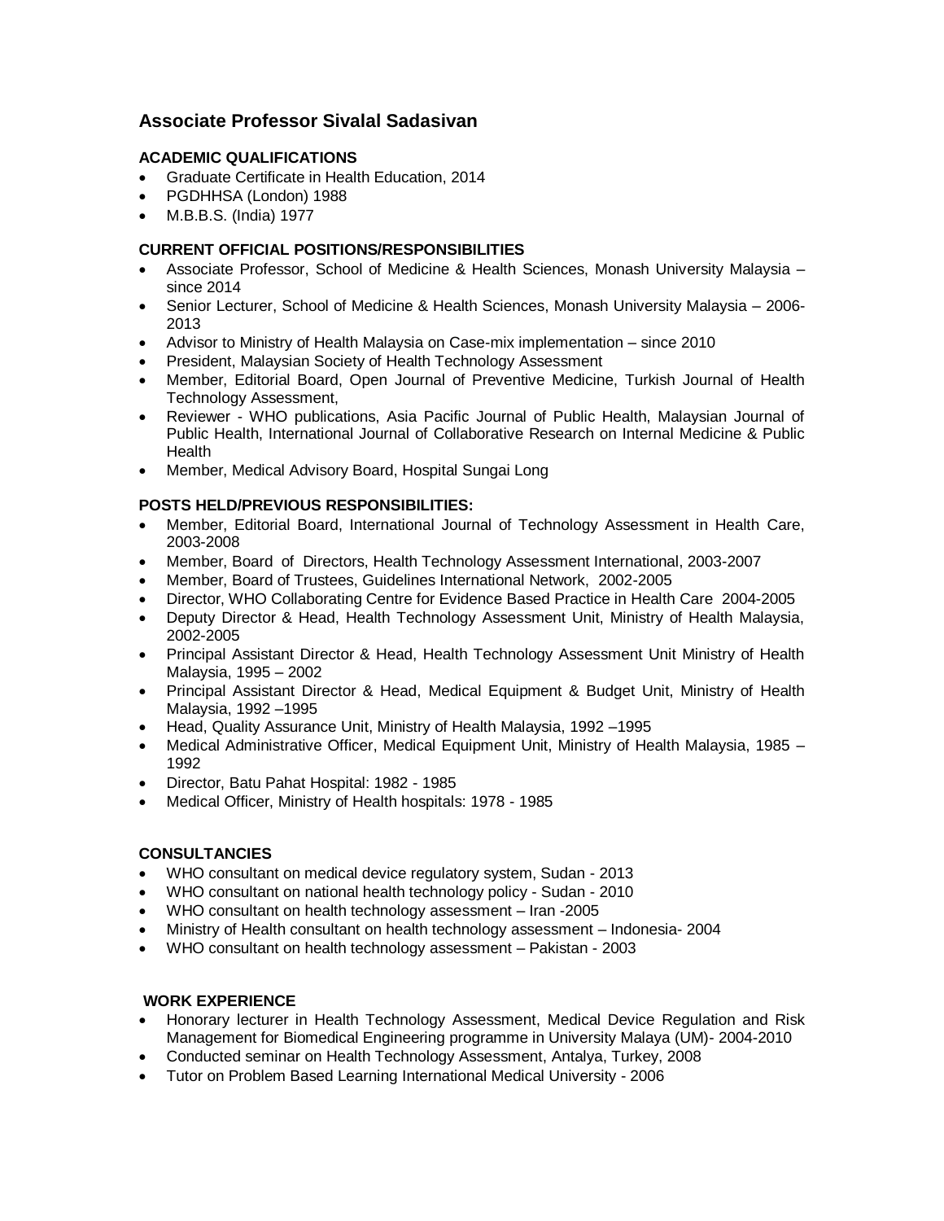# Associate Professor Sivalal Sadasivan

## ACADEMIC QUALIFICATIONS

- Graduate Certificate in Health Education, 2014
- PGDHHSA (London) 1988
- M.B.B.S. (India) 1977

## CURRENT OFFICIAL POSITIONS/RESPONSIBILITIES

- Associate Professor, School of Medicine & Health Sciences, Monash University Malaysia – since 2014
- Senior Lecturer, School of Medicine & Health Sciences, Monash University Malaysia – 2006-2013
- Advisor to Ministry of Health Malaysia on Case-mix implementation – since 2010
- President, Malaysian Society of Health Technology Assessment
- Member, Editorial Board, Open Journal of Preventive Medicine, Turkish Journal of Health Technology Assessment,
- Reviewer - WHO publications, Asia Pacific Journal of Public Health, Malaysian Journal of Public Health, International Journal of Collaborative Research on Internal Medicine & Public Health
- Member, Medical Advisory Board, Hospital Sungai Long

## POSTS HELD/PREVIOUS RESPONSIBILITIES:

- Member, Editorial Board, International Journal of Technology Assessment in Health Care, 2003-2008
- Member, Board of Directors, Health Technology Assessment International, 2003-2007
- Member, Board of Trustees, Guidelines International Network, 2002-2005
- Director, WHO Collaborating Centre for Evidence Based Practice in Health Care 2004-2005
- Deputy Director & Head, Health Technology Assessment Unit, Ministry of Health Malaysia, 2002-2005
- Principal Assistant Director & Head, Health Technology Assessment Unit Ministry of Health Malaysia, 1995 – 2002
- Principal Assistant Director & Head, Medical Equipment & Budget Unit, Ministry of Health Malaysia, 1992 –1995
- Head, Quality Assurance Unit, Ministry of Health Malaysia, 1992 –1995
- Medical Administrative Officer, Medical Equipment Unit, Ministry of Health Malaysia, 1985 – 1992
- Director, Batu Pahat Hospital: 1982 - 1985
- Medical Officer, Ministry of Health hospitals: 1978 - 1985

## CONSULTANCIES

- WHO consultant on medical device regulatory system, Sudan - 2013
- WHO consultant on national health technology policy - Sudan - 2010
- WHO consultant on health technology assessment – Iran -2005
- Ministry of Health consultant on health technology assessment – Indonesia- 2004
- WHO consultant on health technology assessment – Pakistan - 2003

## WORK EXPERIENCE

- Honorary lecturer in Health Technology Assessment, Medical Device Regulation and Risk Management for Biomedical Engineering programme in University Malaya (UM)- 2004-2010
- Conducted seminar on Health Technology Assessment, Antalya, Turkey, 2008
- Tutor on Problem Based Learning International Medical University - 2006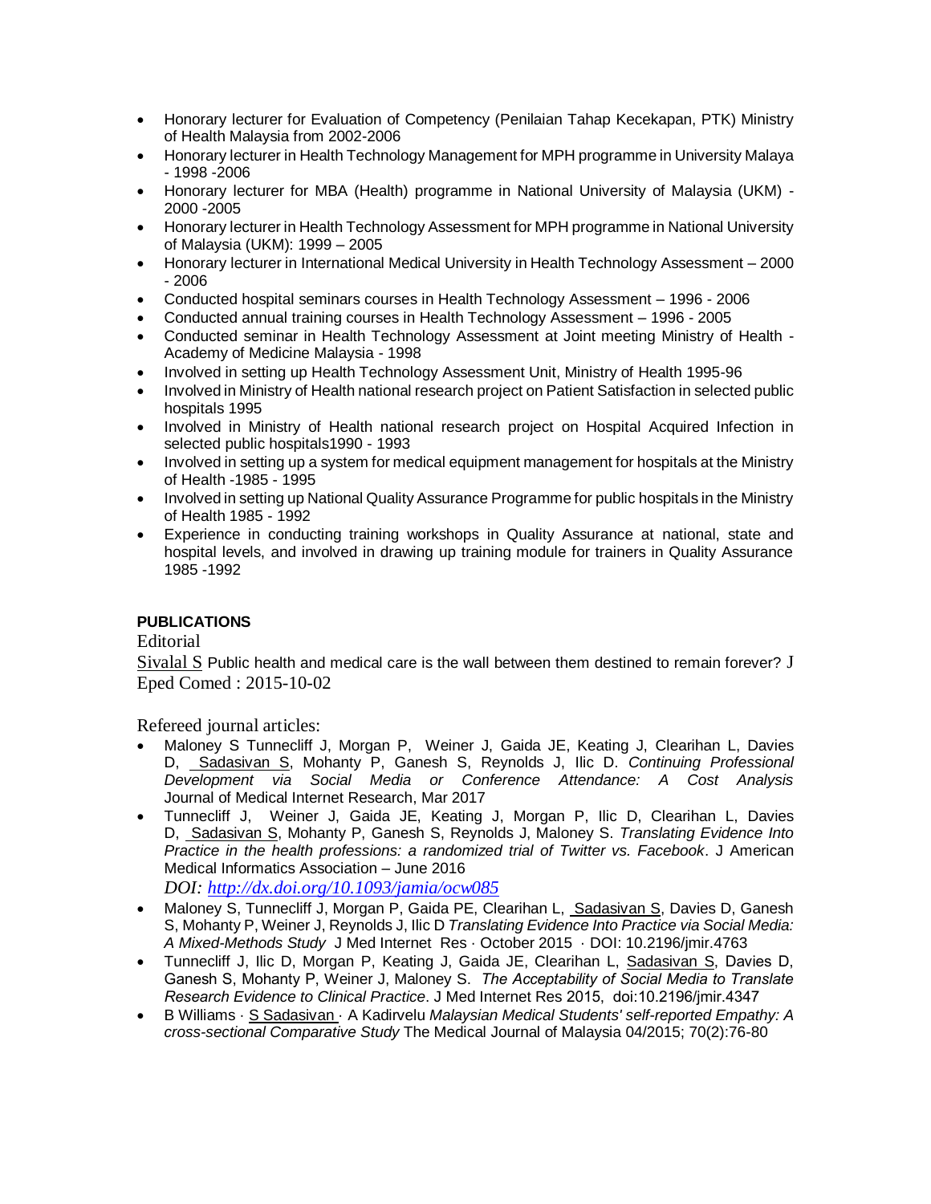- Honorary lecturer for Evaluation of Competency (Penilaian Tahap Kecekapan, PTK) Ministry of Health Malaysia from 2002-2006
- Honorary lecturer in Health Technology Management for MPH programme in University Malaya - 1998 -2006
- Honorary lecturer for MBA (Health) programme in National University of Malaysia (UKM) - 2000 -2005
- Honorary lecturer in Health Technology Assessment for MPH programme in National University of Malaysia (UKM): 1999 – 2005
- Honorary lecturer in International Medical University in Health Technology Assessment – 2000 - 2006
- Conducted hospital seminars courses in Health Technology Assessment – 1996 - 2006
- Conducted annual training courses in Health Technology Assessment – 1996 - 2005
- Conducted seminar in Health Technology Assessment at Joint meeting Ministry of Health - Academy of Medicine Malaysia - 1998
- Involved in setting up Health Technology Assessment Unit, Ministry of Health 1995-96
- Involved in Ministry of Health national research project on Patient Satisfaction in selected public hospitals 1995
- Involved in Ministry of Health national research project on Hospital Acquired Infection in selected public hospitals1990 - 1993
- Involved in setting up a system for medical equipment management for hospitals at the Ministry of Health -1985 - 1995
- Involved in setting up National Quality Assurance Programme for public hospitals in the Ministry of Health 1985 - 1992
- Experience in conducting training workshops in Quality Assurance at national, state and hospital levels, and involved in drawing up training module for trainers in Quality Assurance 1985 -1992

**PUBLICATIONS**

Editorial

Sivalal S Public health and medical care is the wall between them destined to remain forever? J Eped Comed : 2015-10-02

Refereed journal articles:

- Maloney S Tunnecliff J, Morgan P, Weiner J, Gaida JE, Keating J, Clearihan L, Davies D, Sadasivan S, Mohanty P, Ganesh S, Reynolds J, Ilic D. *Continuing Professional Development via Social Media or Conference Attendance: A Cost Analysis* Journal of Medical Internet Research, Mar 2017
- Tunnecliff J, Weiner J, Gaida JE, Keating J, Morgan P, Ilic D, Clearihan L, Davies D, Sadasivan S, Mohanty P, Ganesh S, Reynolds J, Maloney S. *Translating Evidence Into Practice in the health professions: a randomized trial of Twitter vs. Facebook*. J American Medical Informatics Association – June 2016
  *DOI: http://dx.doi.org/10.1093/jamia/ocw085*
- Maloney S, Tunnecliff J, Morgan P, Gaida PE, Clearihan L, Sadasivan S, Davies D, Ganesh S, Mohanty P, Weiner J, Reynolds J, Ilic D *Translating Evidence Into Practice via Social Media: A Mixed-Methods Study* J Med Internet Res · October 2015 · DOI: 10.2196/jmir.4763
- Tunnecliff J, Ilic D, Morgan P, Keating J, Gaida JE, Clearihan L, Sadasivan S, Davies D, Ganesh S, Mohanty P, Weiner J, Maloney S. *The Acceptability of Social Media to Translate Research Evidence to Clinical Practice*. J Med Internet Res 2015, doi:10.2196/jmir.4347
- B Williams · S Sadasivan · A Kadirvelu *Malaysian Medical Students' self-reported Empathy: A cross-sectional Comparative Study* The Medical Journal of Malaysia 04/2015; 70(2):76-80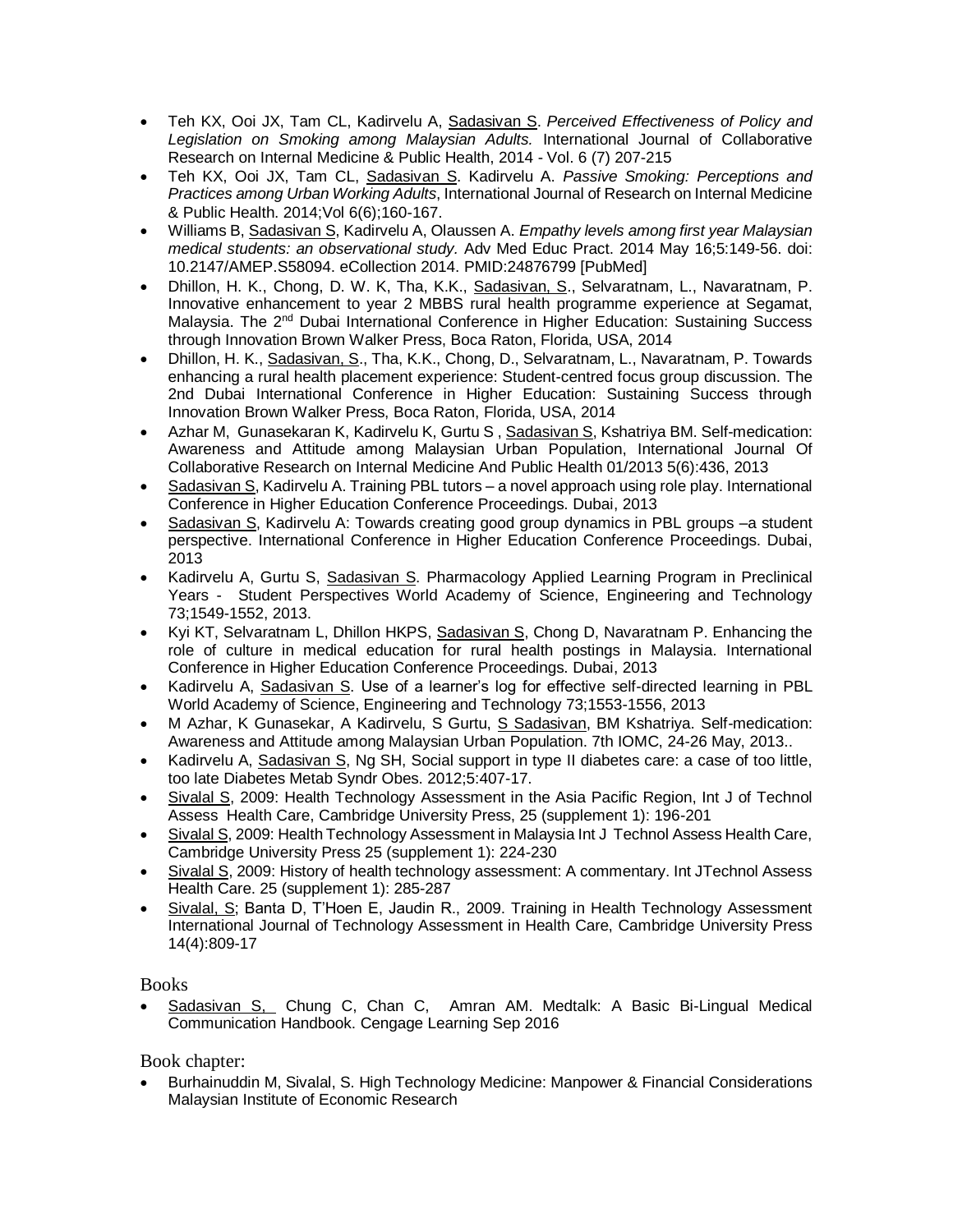- Teh KX, Ooi JX, Tam CL, Kadirvelu A, Sadasivan S. *Perceived Effectiveness of Policy and Legislation on Smoking among Malaysian Adults.* International Journal of Collaborative Research on Internal Medicine & Public Health, 2014 - Vol. 6 (7) 207-215
- Teh KX, Ooi JX, Tam CL, Sadasivan S. Kadirvelu A. *Passive Smoking: Perceptions and Practices among Urban Working Adults*, International Journal of Research on Internal Medicine & Public Health. 2014;Vol 6(6);160-167.
- Williams B, Sadasivan S, Kadirvelu A, Olaussen A. *Empathy levels among first year Malaysian medical students: an observational study.* Adv Med Educ Pract. 2014 May 16;5:149-56. doi: 10.2147/AMEP.S58094. eCollection 2014. PMID:24876799 [PubMed]
- Dhillon, H. K., Chong, D. W. K, Tha, K.K., Sadasivan, S., Selvaratnam, L., Navaratnam, P. Innovative enhancement to year 2 MBBS rural health programme experience at Segamat, Malaysia. The 2nd Dubai International Conference in Higher Education: Sustaining Success through Innovation Brown Walker Press, Boca Raton, Florida, USA, 2014
- Dhillon, H. K., Sadasivan, S., Tha, K.K., Chong, D., Selvaratnam, L., Navaratnam, P. Towards enhancing a rural health placement experience: Student-centred focus group discussion. The 2nd Dubai International Conference in Higher Education: Sustaining Success through Innovation Brown Walker Press, Boca Raton, Florida, USA, 2014
- Azhar M, Gunasekaran K, Kadirvelu K, Gurtu S , Sadasivan S, Kshatriya BM. Self-medication: Awareness and Attitude among Malaysian Urban Population, International Journal Of Collaborative Research on Internal Medicine And Public Health 01/2013 5(6):436, 2013
- Sadasivan S, Kadirvelu A. Training PBL tutors – a novel approach using role play. International Conference in Higher Education Conference Proceedings. Dubai, 2013
- Sadasivan S, Kadirvelu A: Towards creating good group dynamics in PBL groups –a student perspective. International Conference in Higher Education Conference Proceedings. Dubai, 2013
- Kadirvelu A, Gurtu S, Sadasivan S. Pharmacology Applied Learning Program in Preclinical Years - Student Perspectives World Academy of Science, Engineering and Technology 73;1549-1552, 2013.
- Kyi KT, Selvaratnam L, Dhillon HKPS, Sadasivan S, Chong D, Navaratnam P. Enhancing the role of culture in medical education for rural health postings in Malaysia. International Conference in Higher Education Conference Proceedings. Dubai, 2013
- Kadirvelu A, Sadasivan S. Use of a learner's log for effective self-directed learning in PBL World Academy of Science, Engineering and Technology 73;1553-1556, 2013
- M Azhar, K Gunasekar, A Kadirvelu, S Gurtu, S Sadasivan, BM Kshatriya. Self-medication: Awareness and Attitude among Malaysian Urban Population. 7th IOMC, 24-26 May, 2013..
- Kadirvelu A, Sadasivan S, Ng SH, Social support in type II diabetes care: a case of too little, too late Diabetes Metab Syndr Obes. 2012;5:407-17.
- Sivalal S, 2009: Health Technology Assessment in the Asia Pacific Region, Int J of Technol Assess Health Care, Cambridge University Press, 25 (supplement 1): 196-201
- Sivalal S, 2009: Health Technology Assessment in Malaysia Int J Technol Assess Health Care, Cambridge University Press 25 (supplement 1): 224-230
- Sivalal S, 2009: History of health technology assessment: A commentary. Int JTechnol Assess Health Care. 25 (supplement 1): 285-287
- Sivalal, S; Banta D, T'Hoen E, Jaudin R., 2009. Training in Health Technology Assessment International Journal of Technology Assessment in Health Care, Cambridge University Press 14(4):809-17

## Books

- Sadasivan S, Chung C, Chan C, Amran AM. Medtalk: A Basic Bi-Lingual Medical Communication Handbook. Cengage Learning Sep 2016

## Book chapter:

- Burhainuddin M, Sivalal, S. High Technology Medicine: Manpower & Financial Considerations Malaysian Institute of Economic Research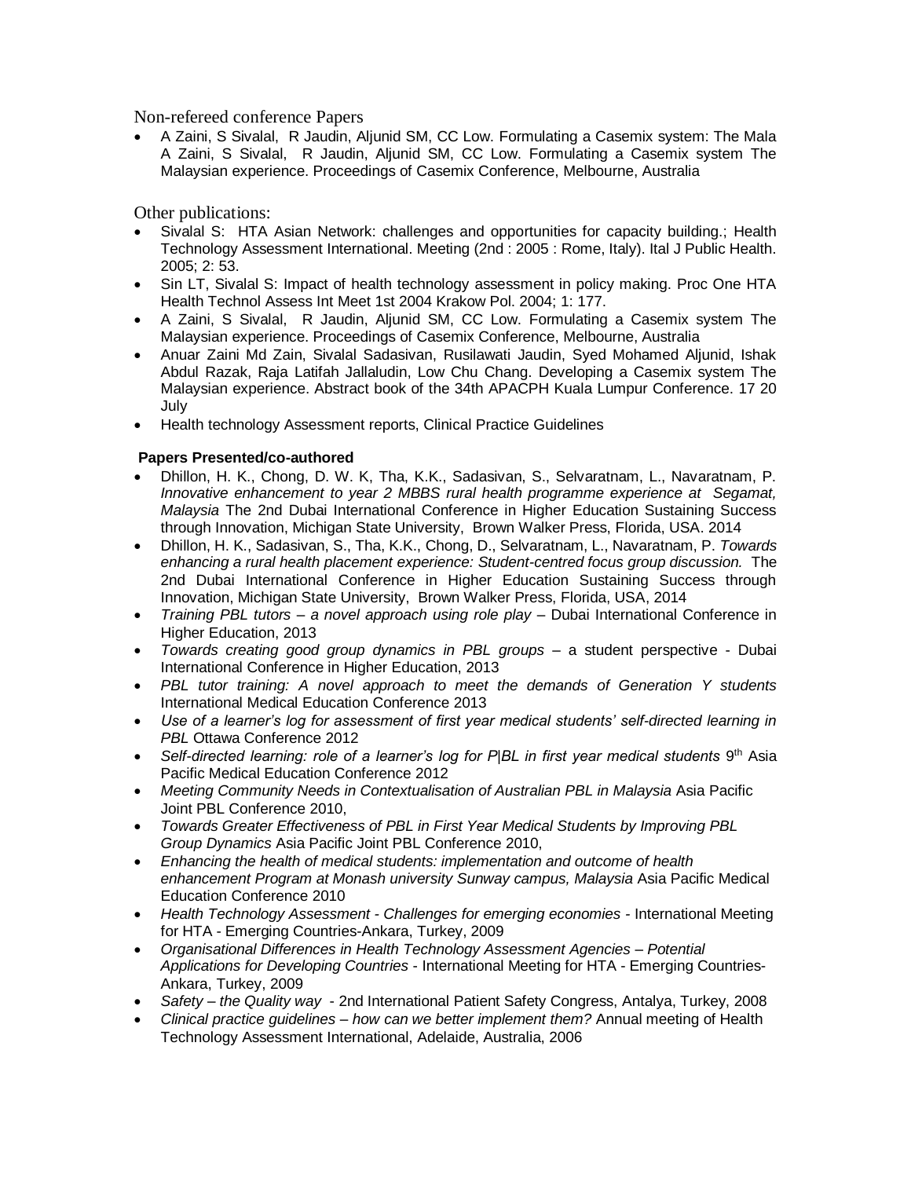Non-refereed conference Papers

- A Zaini, S Sivalal, R Jaudin, Aljunid SM, CC Low. Formulating a Casemix system: The Mala A Zaini, S Sivalal, R Jaudin, Aljunid SM, CC Low. Formulating a Casemix system The Malaysian experience. Proceedings of Casemix Conference, Melbourne, Australia

Other publications:

- Sivalal S: HTA Asian Network: challenges and opportunities for capacity building.; Health Technology Assessment International. Meeting (2nd : 2005 : Rome, Italy). Ital J Public Health. 2005; 2: 53.
- Sin LT, Sivalal S: Impact of health technology assessment in policy making. Proc One HTA Health Technol Assess Int Meet 1st 2004 Krakow Pol. 2004; 1: 177.
- A Zaini, S Sivalal, R Jaudin, Aljunid SM, CC Low. Formulating a Casemix system The Malaysian experience. Proceedings of Casemix Conference, Melbourne, Australia
- Anuar Zaini Md Zain, Sivalal Sadasivan, Rusilawati Jaudin, Syed Mohamed Aljunid, Ishak Abdul Razak, Raja Latifah Jallaludin, Low Chu Chang. Developing a Casemix system The Malaysian experience. Abstract book of the 34th APACPH Kuala Lumpur Conference. 17 20 July
- Health technology Assessment reports, Clinical Practice Guidelines

**Papers Presented/co-authored**

- Dhillon, H. K., Chong, D. W. K, Tha, K.K., Sadasivan, S., Selvaratnam, L., Navaratnam, P. *Innovative enhancement to year 2 MBBS rural health programme experience at Segamat, Malaysia* The 2nd Dubai International Conference in Higher Education Sustaining Success through Innovation, Michigan State University, Brown Walker Press, Florida, USA. 2014
- Dhillon, H. K., Sadasivan, S., Tha, K.K., Chong, D., Selvaratnam, L., Navaratnam, P. *Towards enhancing a rural health placement experience: Student-centred focus group discussion.* The 2nd Dubai International Conference in Higher Education Sustaining Success through Innovation, Michigan State University, Brown Walker Press, Florida, USA, 2014
- *Training PBL tutors – a novel approach using role play* – Dubai International Conference in Higher Education, 2013
- *Towards creating good group dynamics in PBL groups* – a student perspective - Dubai International Conference in Higher Education, 2013
- *PBL tutor training: A novel approach to meet the demands of Generation Y students* International Medical Education Conference 2013
- *Use of a learner's log for assessment of first year medical students' self-directed learning in PBL* Ottawa Conference 2012
- *Self-directed learning: role of a learner's log for P|BL in first year medical students* 9th Asia Pacific Medical Education Conference 2012
- *Meeting Community Needs in Contextualisation of Australian PBL in Malaysia* Asia Pacific Joint PBL Conference 2010,
- *Towards Greater Effectiveness of PBL in First Year Medical Students by Improving PBL Group Dynamics* Asia Pacific Joint PBL Conference 2010,
- *Enhancing the health of medical students: implementation and outcome of health enhancement Program at Monash university Sunway campus, Malaysia* Asia Pacific Medical Education Conference 2010
- *Health Technology Assessment - Challenges for emerging economies* - International Meeting for HTA - Emerging Countries-Ankara, Turkey, 2009
- *Organisational Differences in Health Technology Assessment Agencies – Potential Applications for Developing Countries* - International Meeting for HTA - Emerging Countries-Ankara, Turkey, 2009
- *Safety – the Quality way* - 2nd International Patient Safety Congress, Antalya, Turkey, 2008
- *Clinical practice guidelines – how can we better implement them?* Annual meeting of Health Technology Assessment International, Adelaide, Australia, 2006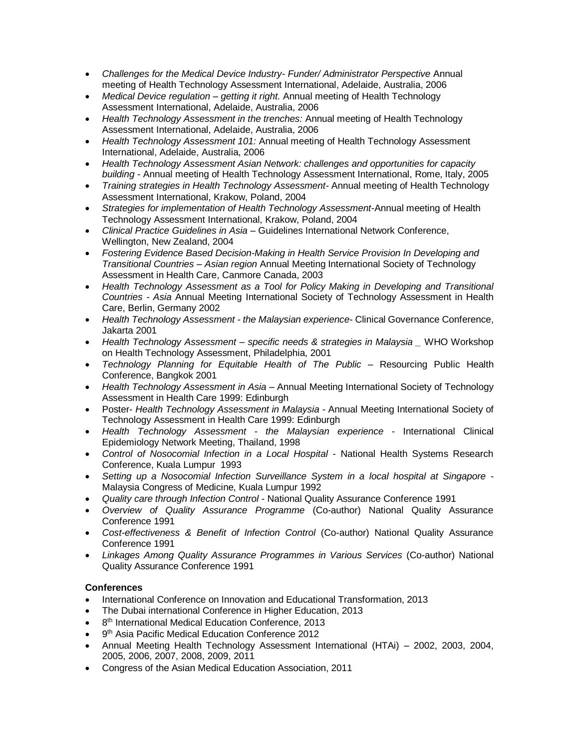- *Challenges for the Medical Device Industry- Funder/ Administrator Perspective* Annual meeting of Health Technology Assessment International, Adelaide, Australia, 2006
- *Medical Device regulation – getting it right.* Annual meeting of Health Technology Assessment International, Adelaide, Australia, 2006
- *Health Technology Assessment in the trenches:* Annual meeting of Health Technology Assessment International, Adelaide, Australia, 2006
- *Health Technology Assessment 101:* Annual meeting of Health Technology Assessment International, Adelaide, Australia, 2006
- *Health Technology Assessment Asian Network: challenges and opportunities for capacity building* - Annual meeting of Health Technology Assessment International, Rome, Italy, 2005
- *Training strategies in Health Technology Assessment*- Annual meeting of Health Technology Assessment International, Krakow, Poland, 2004
- *Strategies for implementation of Health Technology Assessment*-Annual meeting of Health Technology Assessment International, Krakow, Poland, 2004
- *Clinical Practice Guidelines in Asia* – Guidelines International Network Conference, Wellington, New Zealand, 2004
- *Fostering Evidence Based Decision-Making in Health Service Provision In Developing and Transitional Countries – Asian region* Annual Meeting International Society of Technology Assessment in Health Care, Canmore Canada, 2003
- *Health Technology Assessment as a Tool for Policy Making in Developing and Transitional Countries - Asia* Annual Meeting International Society of Technology Assessment in Health Care, Berlin, Germany 2002
- *Health Technology Assessment - the Malaysian experience*- Clinical Governance Conference, Jakarta 2001
- *Health Technology Assessment – specific needs & strategies in Malaysia _* WHO Workshop on Health Technology Assessment, Philadelphia, 2001
- *Technology Planning for Equitable Health of The Public* – Resourcing Public Health Conference, Bangkok 2001
- *Health Technology Assessment in Asia* – Annual Meeting International Society of Technology Assessment in Health Care 1999: Edinburgh
- Poster- *Health Technology Assessment in Malaysia* - Annual Meeting International Society of Technology Assessment in Health Care 1999: Edinburgh
- *Health Technology Assessment - the Malaysian experience* - International Clinical Epidemiology Network Meeting, Thailand, 1998
- *Control of Nosocomial Infection in a Local Hospital* - National Health Systems Research Conference, Kuala Lumpur 1993
- *Setting up a Nosocomial Infection Surveillance System in a local hospital at Singapore* - Malaysia Congress of Medicine, Kuala Lumpur 1992
- *Quality care through Infection Control* - National Quality Assurance Conference 1991
- *Overview of Quality Assurance Programme* (Co-author) National Quality Assurance Conference 1991
- *Cost-effectiveness & Benefit of Infection Control* (Co-author) National Quality Assurance Conference 1991
- *Linkages Among Quality Assurance Programmes in Various Services* (Co-author) National Quality Assurance Conference 1991

**Conferences**

- International Conference on Innovation and Educational Transformation, 2013
- The Dubai international Conference in Higher Education, 2013
- 8th International Medical Education Conference, 2013
- 9th Asia Pacific Medical Education Conference 2012
- Annual Meeting Health Technology Assessment International (HTAi) – 2002, 2003, 2004, 2005, 2006, 2007, 2008, 2009, 2011
- Congress of the Asian Medical Education Association, 2011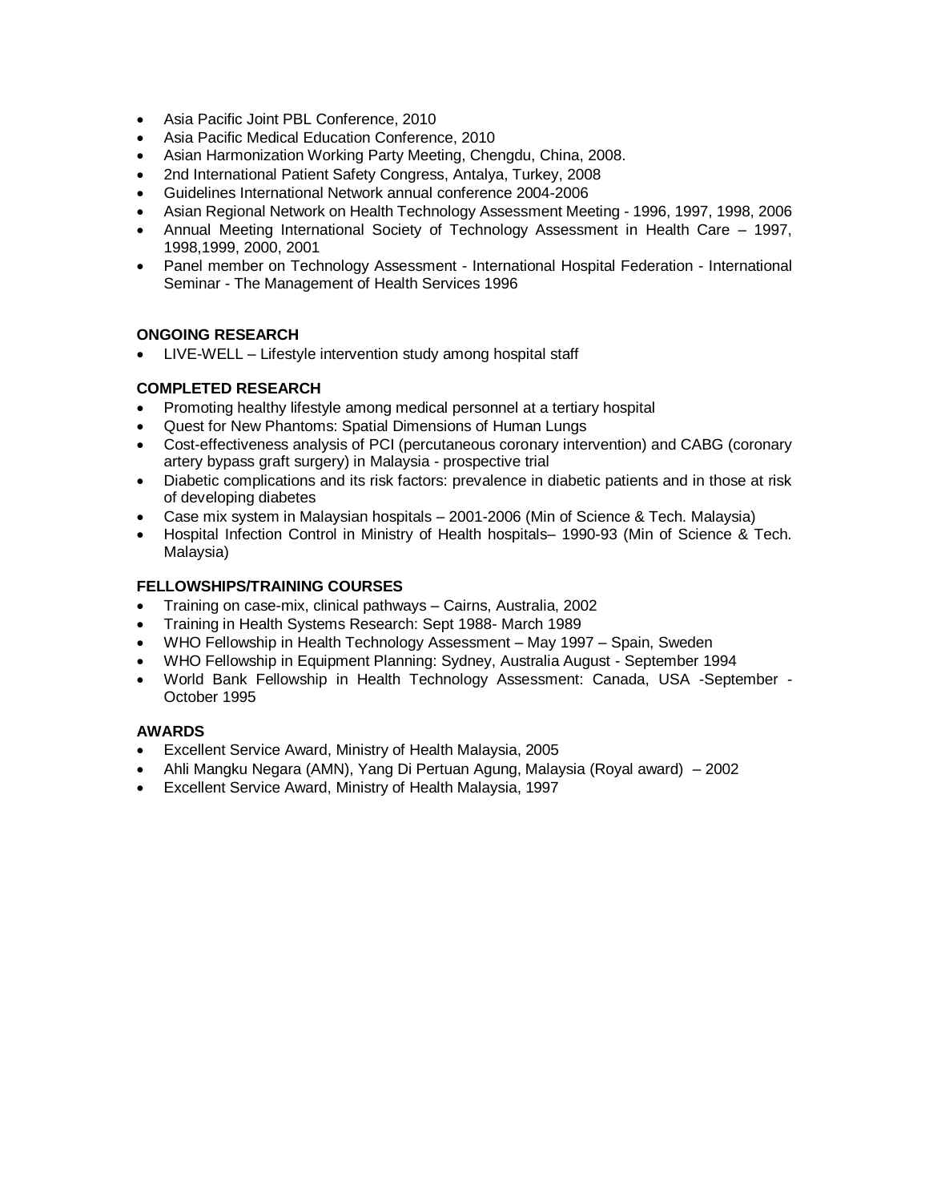- Asia Pacific Joint PBL Conference, 2010
- Asia Pacific Medical Education Conference, 2010
- Asian Harmonization Working Party Meeting, Chengdu, China, 2008.
- 2nd International Patient Safety Congress, Antalya, Turkey, 2008
- Guidelines International Network annual conference 2004-2006
- Asian Regional Network on Health Technology Assessment Meeting - 1996, 1997, 1998, 2006
- Annual Meeting International Society of Technology Assessment in Health Care – 1997, 1998,1999, 2000, 2001
- Panel member on Technology Assessment - International Hospital Federation - International Seminar - The Management of Health Services 1996

**ONGOING RESEARCH**

- LIVE-WELL – Lifestyle intervention study among hospital staff

**COMPLETED RESEARCH**

- Promoting healthy lifestyle among medical personnel at a tertiary hospital
- Quest for New Phantoms: Spatial Dimensions of Human Lungs
- Cost-effectiveness analysis of PCI (percutaneous coronary intervention) and CABG (coronary artery bypass graft surgery) in Malaysia - prospective trial
- Diabetic complications and its risk factors: prevalence in diabetic patients and in those at risk of developing diabetes
- Case mix system in Malaysian hospitals – 2001-2006 (Min of Science & Tech. Malaysia)
- Hospital Infection Control in Ministry of Health hospitals– 1990-93 (Min of Science & Tech. Malaysia)

**FELLOWSHIPS/TRAINING COURSES**

- Training on case-mix, clinical pathways – Cairns, Australia, 2002
- Training in Health Systems Research: Sept 1988- March 1989
- WHO Fellowship in Health Technology Assessment – May 1997 – Spain, Sweden
- WHO Fellowship in Equipment Planning: Sydney, Australia August - September 1994
- World Bank Fellowship in Health Technology Assessment: Canada, USA -September - October 1995

**AWARDS**

- Excellent Service Award, Ministry of Health Malaysia, 2005
- Ahli Mangku Negara (AMN), Yang Di Pertuan Agung, Malaysia (Royal award) – 2002
- Excellent Service Award, Ministry of Health Malaysia, 1997